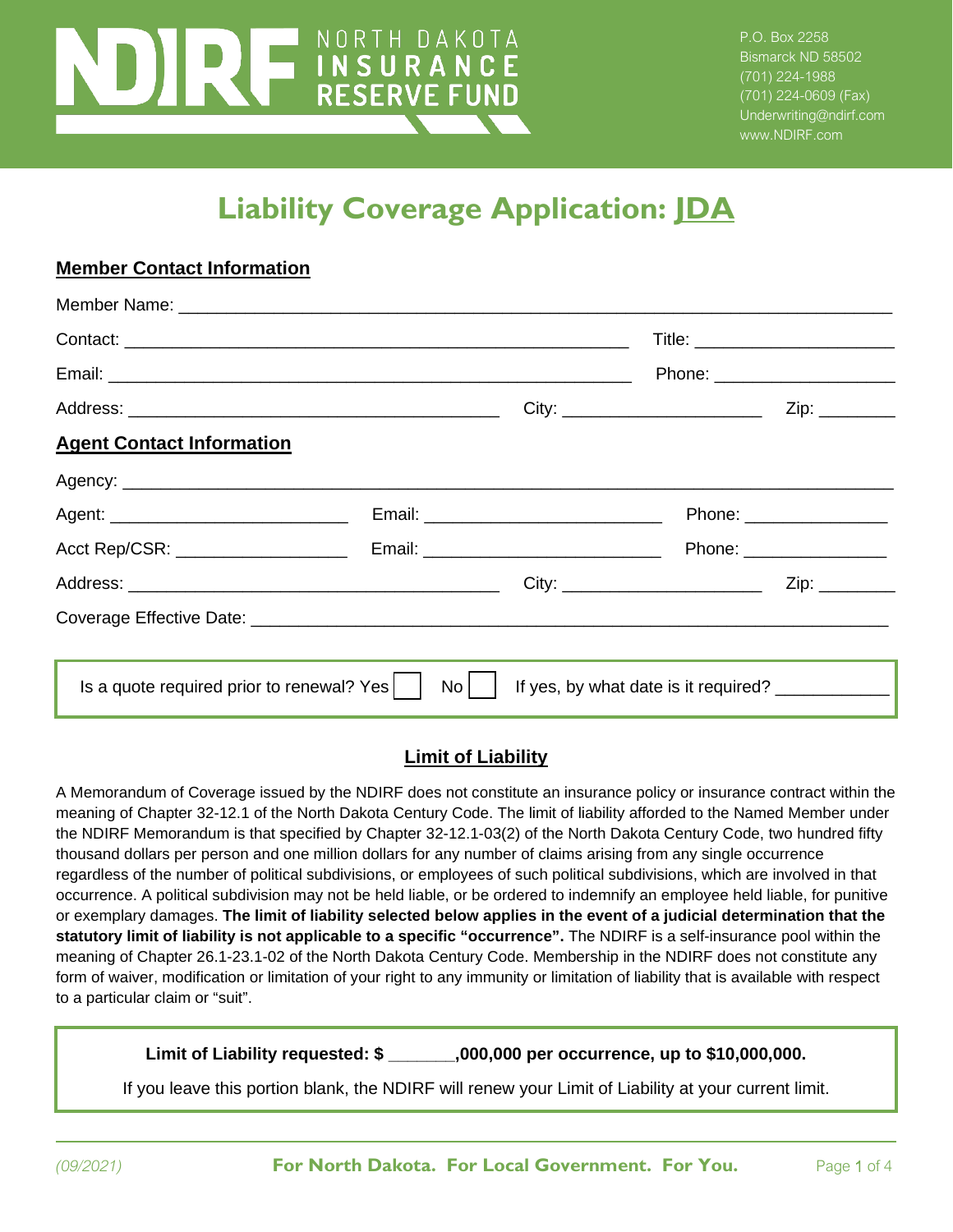NORTH DAKOTA INSURANCE RESERVE FUND

P.O. Box 2258
Bismarck ND 58502
(701) 224-1988
(701) 224-0609 (Fax)
Underwriting@ndirf.com
www.NDIRF.com

# Liability Coverage Application: JDA

## Member Contact Information

Member Name: ______________________________________________

Contact: ______________________________ Title: ____________________

Email: ______________________________ Phone: ____________________

Address: ______________________ City: ____________________ Zip: ________

## Agent Contact Information

Agency: ______________________________________________

Agent: ____________________ Email: ____________________ Phone: ______________

Acct Rep/CSR: ________________ Email: ____________________ Phone: ______________

Address: ______________________ City: ____________________ Zip: ________

Coverage Effective Date: ______________________________________________

Is a quote required prior to renewal? Yes ☐ No ☐ If yes, by what date is it required? ___________

## Limit of Liability

A Memorandum of Coverage issued by the NDIRF does not constitute an insurance policy or insurance contract within the meaning of Chapter 32-12.1 of the North Dakota Century Code. The limit of liability afforded to the Named Member under the NDIRF Memorandum is that specified by Chapter 32-12.1-03(2) of the North Dakota Century Code, two hundred fifty thousand dollars per person and one million dollars for any number of claims arising from any single occurrence regardless of the number of political subdivisions, or employees of such political subdivisions, which are involved in that occurrence. A political subdivision may not be held liable, or be ordered to indemnify an employee held liable, for punitive or exemplary damages. **The limit of liability selected below applies in the event of a judicial determination that the statutory limit of liability is not applicable to a specific "occurrence".** The NDIRF is a self-insurance pool within the meaning of Chapter 26.1-23.1-02 of the North Dakota Century Code. Membership in the NDIRF does not constitute any form of waiver, modification or limitation of your right to any immunity or limitation of liability that is available with respect to a particular claim or "suit".

**Limit of Liability requested: $ _______,000,000 per occurrence, up to $10,000,000.**

If you leave this portion blank, the NDIRF will renew your Limit of Liability at your current limit.

*(09/2021)* **For North Dakota. For Local Government. For You.**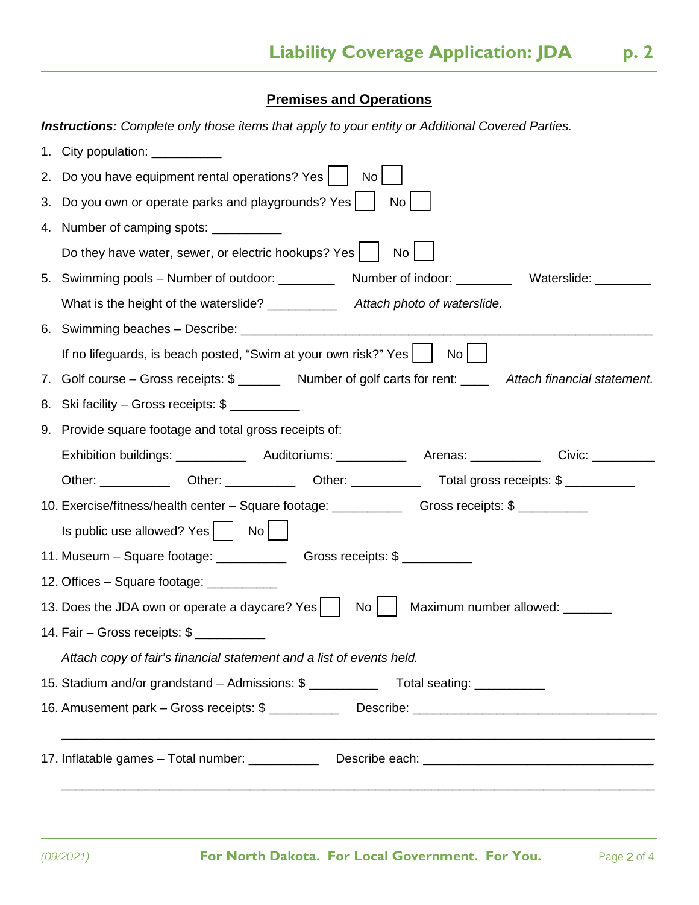## Premises and Operations

***Instructions:*** *Complete only those items that apply to your entity or Additional Covered Parties.*

1. City population: __________
2. Do you have equipment rental operations? Yes ☐ No ☐
3. Do you own or operate parks and playgrounds? Yes ☐ No ☐
4. Number of camping spots: __________

   Do they have water, sewer, or electric hookups? Yes ☐ No ☐
5. Swimming pools – Number of outdoor: ________ Number of indoor: ________ Waterslide: ________

   What is the height of the waterslide? __________ *Attach photo of waterslide.*
6. Swimming beaches – Describe: ____________________________________________________________

   If no lifeguards, is beach posted, "Swim at your own risk?" Yes ☐ No ☐
7. Golf course – Gross receipts: $ ______ Number of golf carts for rent: ____ *Attach financial statement.*
8. Ski facility – Gross receipts: $ __________
9. Provide square footage and total gross receipts of:

   Exhibition buildings: __________ Auditoriums: __________ Arenas: __________ Civic: _________

   Other: __________ Other: __________ Other: __________ Total gross receipts: $ __________
10. Exercise/fitness/health center – Square footage: __________ Gross receipts: $ __________

    Is public use allowed? Yes ☐ No ☐
11. Museum – Square footage: __________ Gross receipts: $ __________
12. Offices – Square footage: __________
13. Does the JDA own or operate a daycare? Yes ☐ No ☐ Maximum number allowed: _______
14. Fair – Gross receipts: $ __________

    *Attach copy of fair's financial statement and a list of events held.*
15. Stadium and/or grandstand – Admissions: $ __________ Total seating: __________
16. Amusement park – Gross receipts: $ __________ Describe: ___________________________________

    ______________________________________________________________________________
17. Inflatable games – Total number: __________ Describe each: ________________________________

    ______________________________________________________________________________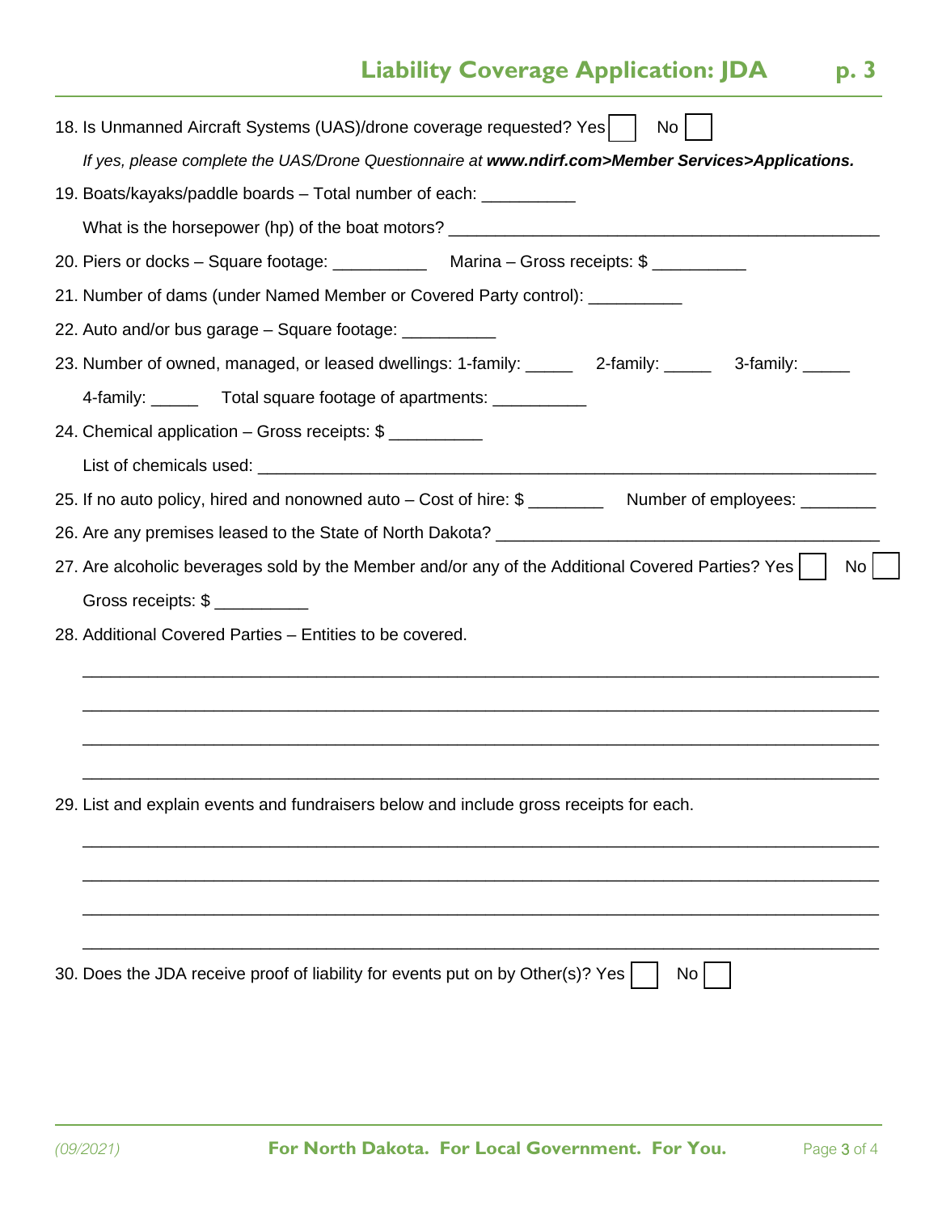18. Is Unmanned Aircraft Systems (UAS)/drone coverage requested? Yes ☐ No ☐

    *If yes, please complete the UAS/Drone Questionnaire at **www.ndirf.com>Member Services>Applications.***

19. Boats/kayaks/paddle boards – Total number of each: __________

    What is the horsepower (hp) of the boat motors? ______________________________________________

20. Piers or docks – Square footage: __________ Marina – Gross receipts: $ __________

21. Number of dams (under Named Member or Covered Party control): __________

22. Auto and/or bus garage – Square footage: __________

23. Number of owned, managed, or leased dwellings: 1-family: _____ 2-family: _____ 3-family: _____

    4-family: _____ Total square footage of apartments: __________

24. Chemical application – Gross receipts: $ __________

    List of chemicals used: ____________________________________________________________________

25. If no auto policy, hired and nonowned auto – Cost of hire: $ ________ Number of employees: ________

26. Are any premises leased to the State of North Dakota? __________________________________________

27. Are alcoholic beverages sold by the Member and/or any of the Additional Covered Parties? Yes ☐ No ☐

    Gross receipts: $ __________

28. Additional Covered Parties – Entities to be covered.

    ______________________________________________________________________________

    ______________________________________________________________________________

    ______________________________________________________________________________

    ______________________________________________________________________________

29. List and explain events and fundraisers below and include gross receipts for each.

    ______________________________________________________________________________

    ______________________________________________________________________________

    ______________________________________________________________________________

    ______________________________________________________________________________

30. Does the JDA receive proof of liability for events put on by Other(s)? Yes ☐ No ☐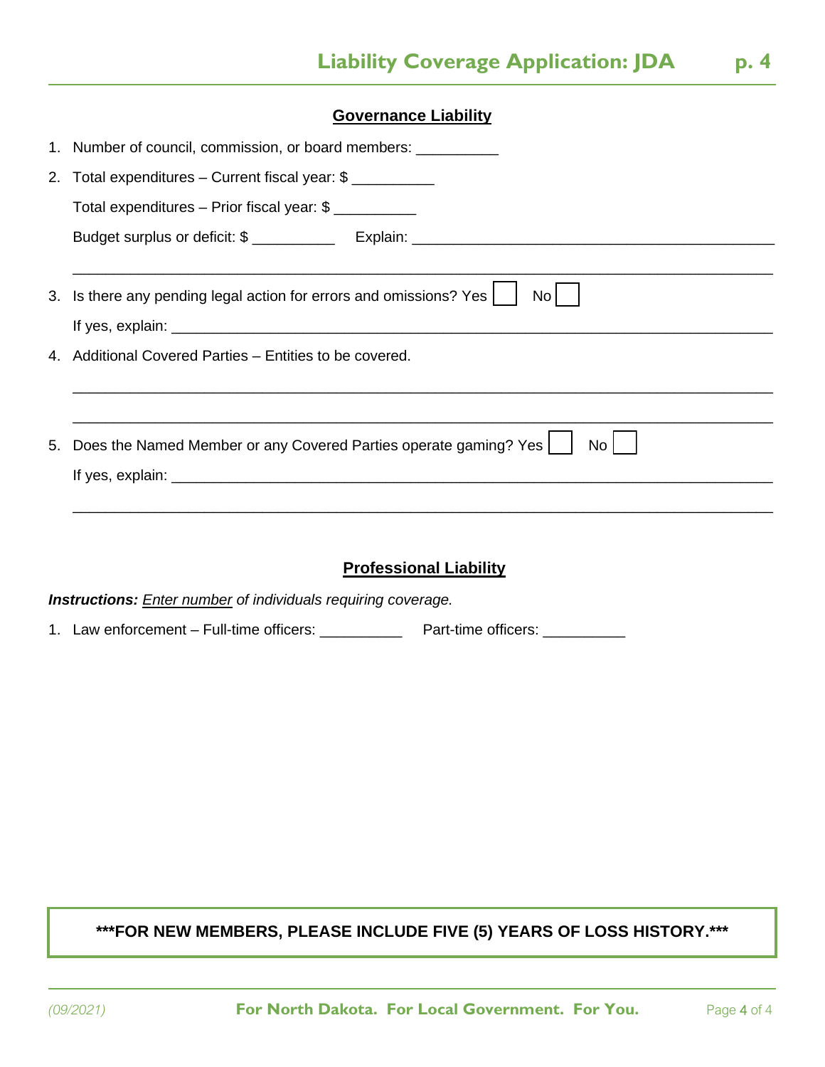## Governance Liability

1. Number of council, commission, or board members: __________
2. Total expenditures – Current fiscal year: $ __________

   Total expenditures – Prior fiscal year: $ __________

   Budget surplus or deficit: $ __________ Explain: ____________________________________________

   ________________________________________________________________________________
3. Is there any pending legal action for errors and omissions? Yes ☐ No ☐

   If yes, explain: ____________________________________________________________________
4. Additional Covered Parties – Entities to be covered.

   ________________________________________________________________________________

   ________________________________________________________________________________
5. Does the Named Member or any Covered Parties operate gaming? Yes ☐ No ☐

   If yes, explain: ____________________________________________________________________

   ________________________________________________________________________________

## Professional Liability

***Instructions:*** *Enter number of individuals requiring coverage.*

1. Law enforcement – Full-time officers: __________ Part-time officers: __________

**\*\*\*FOR NEW MEMBERS, PLEASE INCLUDE FIVE (5) YEARS OF LOSS HISTORY.\*\*\***

*(09/2021)* **For North Dakota. For Local Government. For You.**